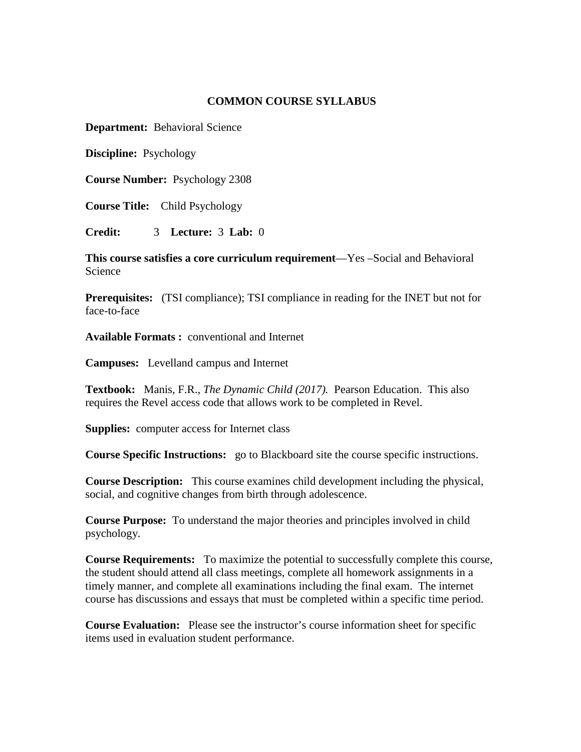# COMMON COURSE SYLLABUS

**Department:** Behavioral Science

**Discipline:** Psychology

**Course Number:** Psychology 2308

**Course Title:** Child Psychology

**Credit:** 3 **Lecture:** 3 **Lab:** 0

**This course satisfies a core curriculum requirement**—Yes –Social and Behavioral Science

**Prerequisites:** (TSI compliance); TSI compliance in reading for the INET but not for face-to-face

**Available Formats :** conventional and Internet

**Campuses:** Levelland campus and Internet

**Textbook:** Manis, F.R., *The Dynamic Child (2017).* Pearson Education. This also requires the Revel access code that allows work to be completed in Revel.

**Supplies:** computer access for Internet class

**Course Specific Instructions:** go to Blackboard site the course specific instructions.

**Course Description:** This course examines child development including the physical, social, and cognitive changes from birth through adolescence.

**Course Purpose:** To understand the major theories and principles involved in child psychology.

**Course Requirements:** To maximize the potential to successfully complete this course, the student should attend all class meetings, complete all homework assignments in a timely manner, and complete all examinations including the final exam. The internet course has discussions and essays that must be completed within a specific time period.

**Course Evaluation:** Please see the instructor's course information sheet for specific items used in evaluation student performance.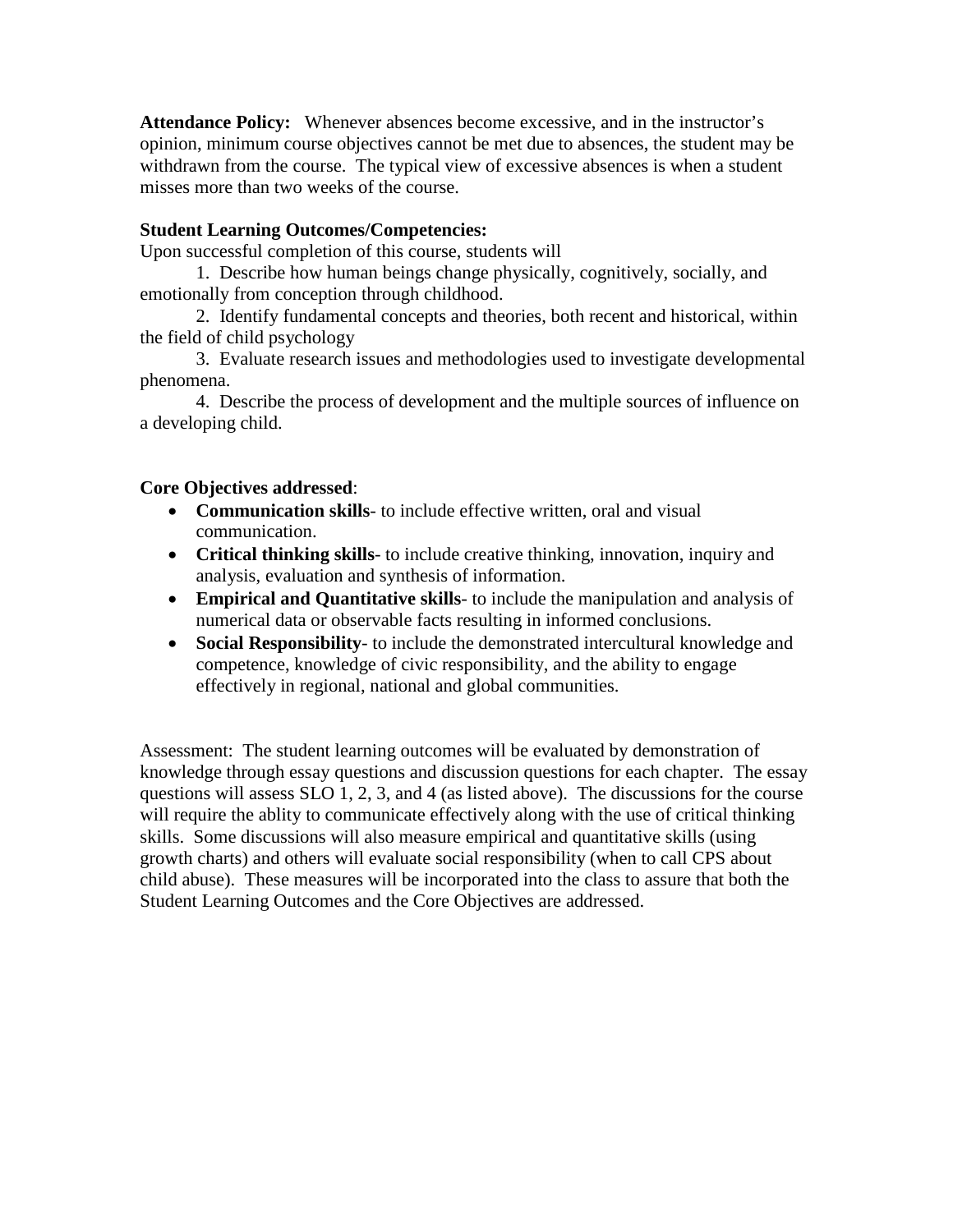**Attendance Policy:** Whenever absences become excessive, and in the instructor's opinion, minimum course objectives cannot be met due to absences, the student may be withdrawn from the course. The typical view of excessive absences is when a student misses more than two weeks of the course.

**Student Learning Outcomes/Competencies:**

Upon successful completion of this course, students will

1. Describe how human beings change physically, cognitively, socially, and emotionally from conception through childhood.
2. Identify fundamental concepts and theories, both recent and historical, within the field of child psychology
3. Evaluate research issues and methodologies used to investigate developmental phenomena.
4. Describe the process of development and the multiple sources of influence on a developing child.

**Core Objectives addressed**:

- **Communication skills**- to include effective written, oral and visual communication.
- **Critical thinking skills**- to include creative thinking, innovation, inquiry and analysis, evaluation and synthesis of information.
- **Empirical and Quantitative skills**- to include the manipulation and analysis of numerical data or observable facts resulting in informed conclusions.
- **Social Responsibility**- to include the demonstrated intercultural knowledge and competence, knowledge of civic responsibility, and the ability to engage effectively in regional, national and global communities.

Assessment: The student learning outcomes will be evaluated by demonstration of knowledge through essay questions and discussion questions for each chapter. The essay questions will assess SLO 1, 2, 3, and 4 (as listed above). The discussions for the course will require the ablity to communicate effectively along with the use of critical thinking skills. Some discussions will also measure empirical and quantitative skills (using growth charts) and others will evaluate social responsibility (when to call CPS about child abuse). These measures will be incorporated into the class to assure that both the Student Learning Outcomes and the Core Objectives are addressed.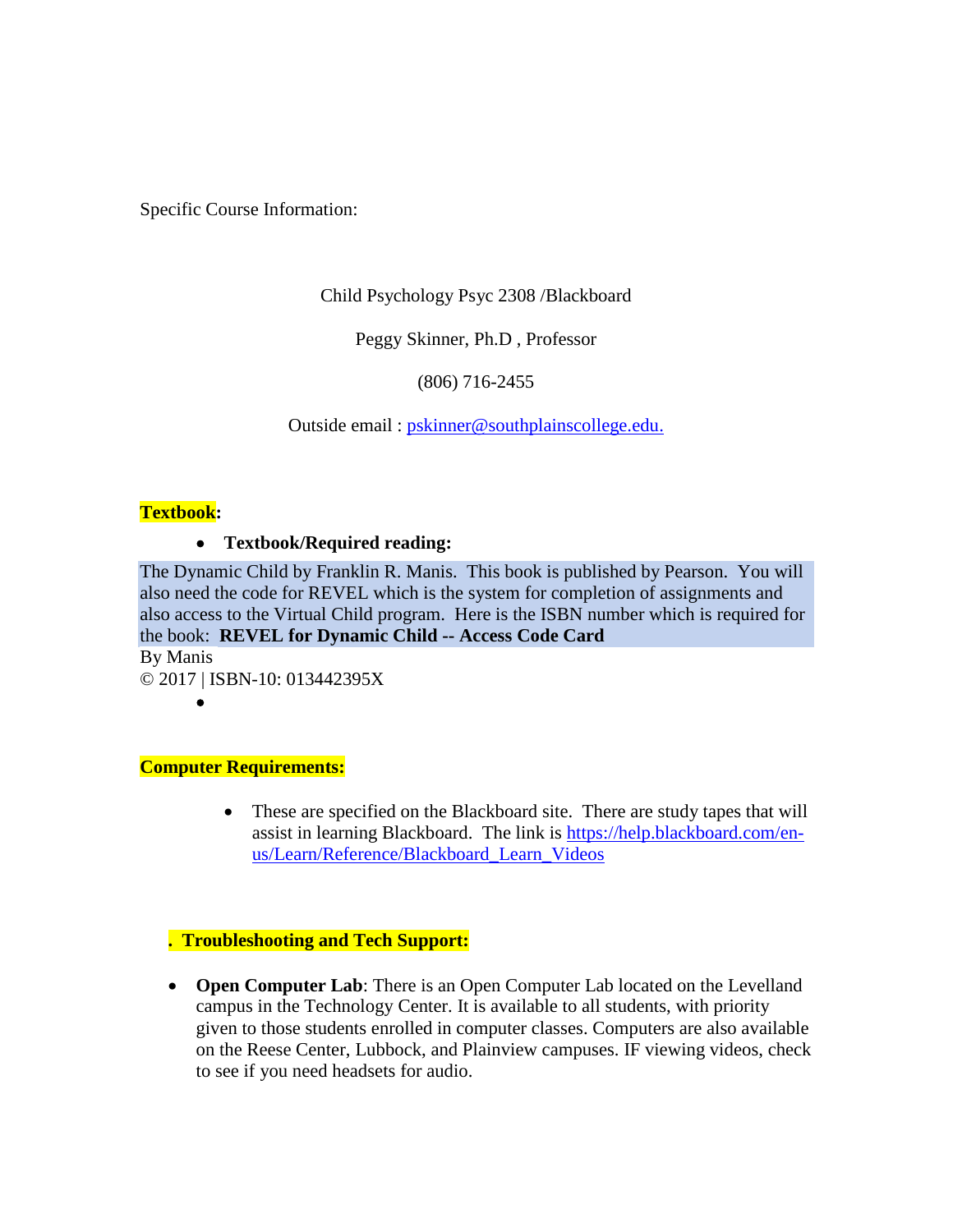Specific Course Information:

Child Psychology Psyc 2308 /Blackboard

Peggy Skinner, Ph.D , Professor

(806) 716-2455

Outside email : pskinner@southplainscollege.edu.

**Textbook:**

- **Textbook/Required reading:**

The Dynamic Child by Franklin R. Manis. This book is published by Pearson. You will also need the code for REVEL which is the system for completion of assignments and also access to the Virtual Child program. Here is the ISBN number which is required for the book: **REVEL for Dynamic Child -- Access Code Card**
By Manis
© 2017 | ISBN-10: 013442395X

**Computer Requirements:**

- These are specified on the Blackboard site. There are study tapes that will assist in learning Blackboard. The link is https://help.blackboard.com/en-us/Learn/Reference/Blackboard_Learn_Videos

**. Troubleshooting and Tech Support:**

- **Open Computer Lab**: There is an Open Computer Lab located on the Levelland campus in the Technology Center. It is available to all students, with priority given to those students enrolled in computer classes. Computers are also available on the Reese Center, Lubbock, and Plainview campuses. IF viewing videos, check to see if you need headsets for audio.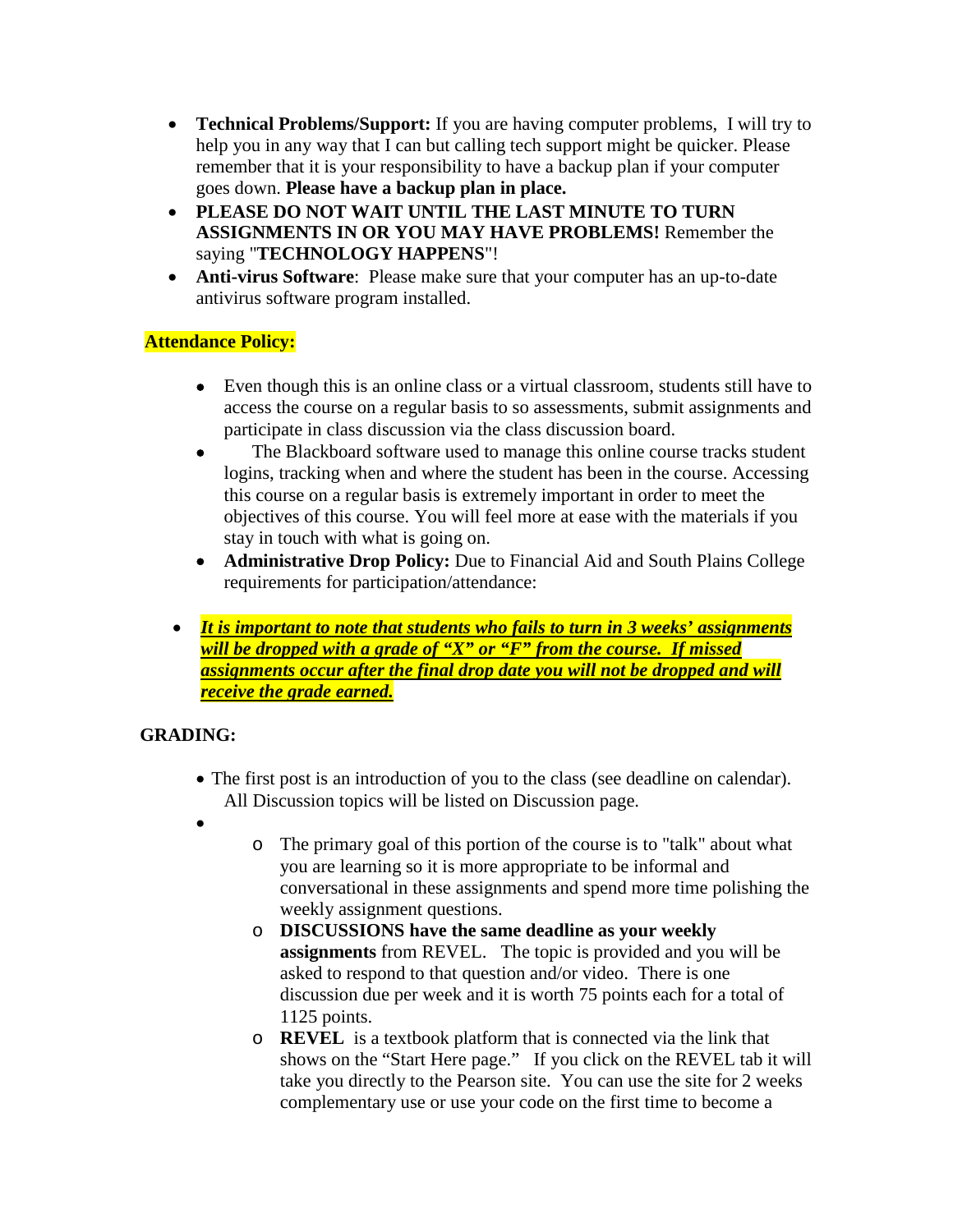- **Technical Problems/Support:** If you are having computer problems, I will try to help you in any way that I can but calling tech support might be quicker. Please remember that it is your responsibility to have a backup plan if your computer goes down. **Please have a backup plan in place.**
- **PLEASE DO NOT WAIT UNTIL THE LAST MINUTE TO TURN ASSIGNMENTS IN OR YOU MAY HAVE PROBLEMS!** Remember the saying "**TECHNOLOGY HAPPENS**"!
- **Anti-virus Software**: Please make sure that your computer has an up-to-date antivirus software program installed.

**Attendance Policy:**

- Even though this is an online class or a virtual classroom, students still have to access the course on a regular basis to so assessments, submit assignments and participate in class discussion via the class discussion board.
- The Blackboard software used to manage this online course tracks student logins, tracking when and where the student has been in the course. Accessing this course on a regular basis is extremely important in order to meet the objectives of this course. You will feel more at ease with the materials if you stay in touch with what is going on.
- **Administrative Drop Policy:** Due to Financial Aid and South Plains College requirements for participation/attendance:

- ***It is important to note that students who fails to turn in 3 weeks' assignments will be dropped with a grade of "X" or "F" from the course. If missed assignments occur after the final drop date you will not be dropped and will receive the grade earned.***

**GRADING:**

- The first post is an introduction of you to the class (see deadline on calendar). All Discussion topics will be listed on Discussion page.
- 
    - The primary goal of this portion of the course is to "talk" about what you are learning so it is more appropriate to be informal and conversational in these assignments and spend more time polishing the weekly assignment questions.
    - **DISCUSSIONS have the same deadline as your weekly assignments** from REVEL. The topic is provided and you will be asked to respond to that question and/or video. There is one discussion due per week and it is worth 75 points each for a total of 1125 points.
    - **REVEL** is a textbook platform that is connected via the link that shows on the "Start Here page." If you click on the REVEL tab it will take you directly to the Pearson site. You can use the site for 2 weeks complementary use or use your code on the first time to become a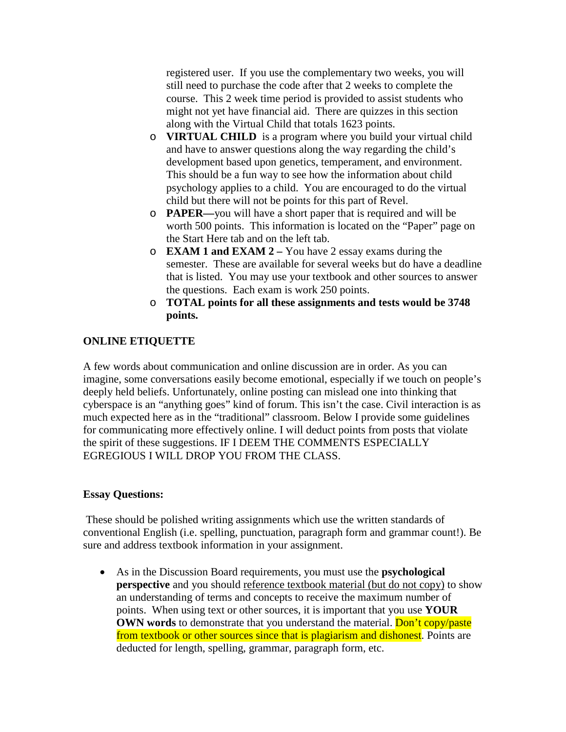registered user. If you use the complementary two weeks, you will still need to purchase the code after that 2 weeks to complete the course. This 2 week time period is provided to assist students who might not yet have financial aid. There are quizzes in this section along with the Virtual Child that totals 1623 points.

- **VIRTUAL CHILD** is a program where you build your virtual child and have to answer questions along the way regarding the child's development based upon genetics, temperament, and environment. This should be a fun way to see how the information about child psychology applies to a child. You are encouraged to do the virtual child but there will not be points for this part of Revel.
- **PAPER—**you will have a short paper that is required and will be worth 500 points. This information is located on the "Paper" page on the Start Here tab and on the left tab.
- **EXAM 1 and EXAM 2 –** You have 2 essay exams during the semester. These are available for several weeks but do have a deadline that is listed. You may use your textbook and other sources to answer the questions. Each exam is work 250 points.
- **TOTAL points for all these assignments and tests would be 3748 points.**

**ONLINE ETIQUETTE**

A few words about communication and online discussion are in order. As you can imagine, some conversations easily become emotional, especially if we touch on people's deeply held beliefs. Unfortunately, online posting can mislead one into thinking that cyberspace is an "anything goes" kind of forum. This isn't the case. Civil interaction is as much expected here as in the "traditional" classroom. Below I provide some guidelines for communicating more effectively online. I will deduct points from posts that violate the spirit of these suggestions. IF I DEEM THE COMMENTS ESPECIALLY EGREGIOUS I WILL DROP YOU FROM THE CLASS.

**Essay Questions:**

These should be polished writing assignments which use the written standards of conventional English (i.e. spelling, punctuation, paragraph form and grammar count!). Be sure and address textbook information in your assignment.

- As in the Discussion Board requirements, you must use the **psychological perspective** and you should reference textbook material (but do not copy) to show an understanding of terms and concepts to receive the maximum number of points. When using text or other sources, it is important that you use **YOUR OWN words** to demonstrate that you understand the material. Don't copy/paste from textbook or other sources since that is plagiarism and dishonest. Points are deducted for length, spelling, grammar, paragraph form, etc.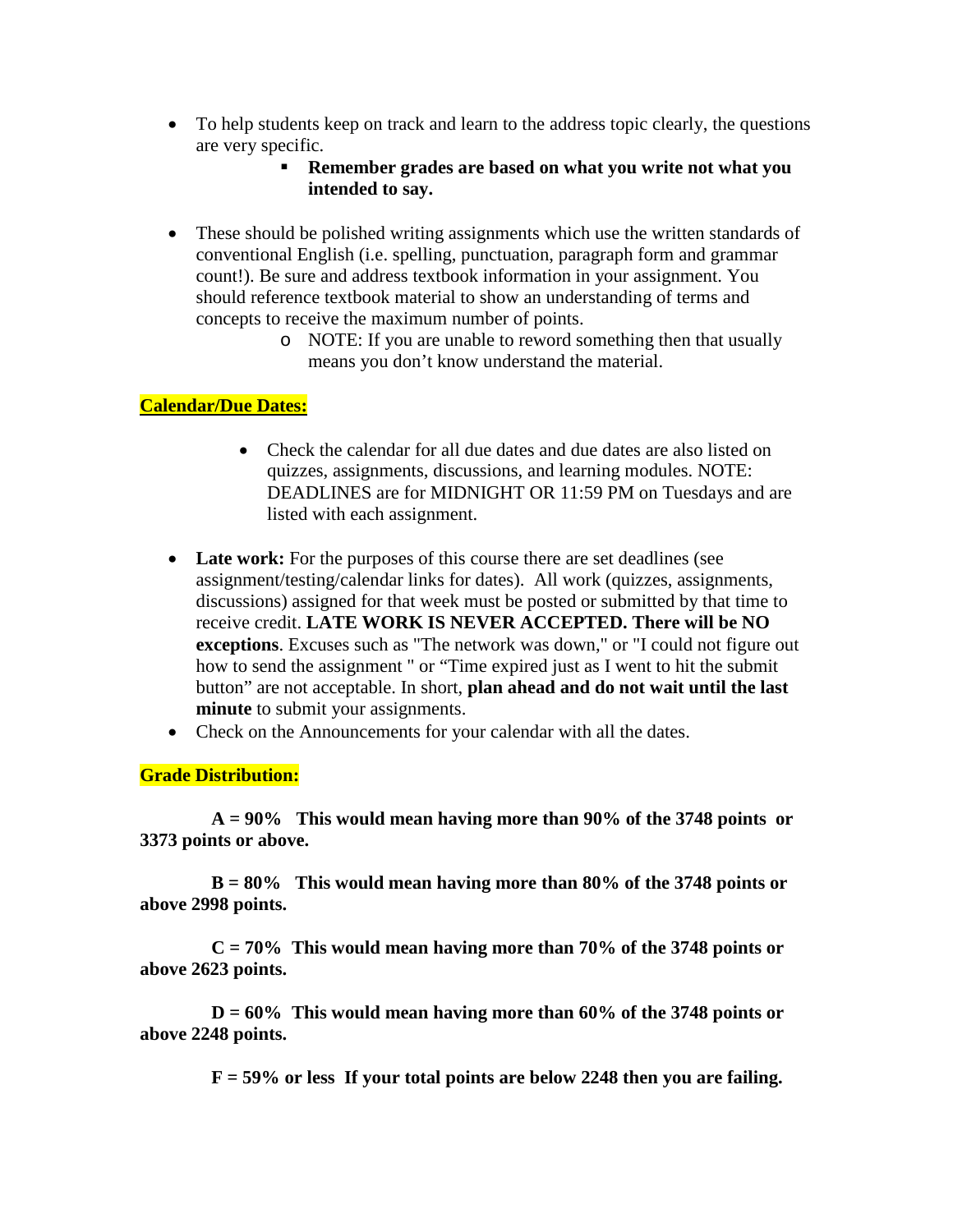- To help students keep on track and learn to the address topic clearly, the questions are very specific.
    - **Remember grades are based on what you write not what you intended to say.**

- These should be polished writing assignments which use the written standards of conventional English (i.e. spelling, punctuation, paragraph form and grammar count!). Be sure and address textbook information in your assignment. You should reference textbook material to show an understanding of terms and concepts to receive the maximum number of points.
    - NOTE: If you are unable to reword something then that usually means you don't know understand the material.

**Calendar/Due Dates:**

- Check the calendar for all due dates and due dates are also listed on quizzes, assignments, discussions, and learning modules. NOTE: DEADLINES are for MIDNIGHT OR 11:59 PM on Tuesdays and are listed with each assignment.

- **Late work:** For the purposes of this course there are set deadlines (see assignment/testing/calendar links for dates). All work (quizzes, assignments, discussions) assigned for that week must be posted or submitted by that time to receive credit. **LATE WORK IS NEVER ACCEPTED. There will be NO exceptions**. Excuses such as "The network was down," or "I could not figure out how to send the assignment " or "Time expired just as I went to hit the submit button" are not acceptable. In short, **plan ahead and do not wait until the last minute** to submit your assignments.
- Check on the Announcements for your calendar with all the dates.

**Grade Distribution:**

**A = 90% This would mean having more than 90% of the 3748 points or 3373 points or above.**

**B = 80% This would mean having more than 80% of the 3748 points or above 2998 points.**

**C = 70% This would mean having more than 70% of the 3748 points or above 2623 points.**

**D = 60% This would mean having more than 60% of the 3748 points or above 2248 points.**

**F = 59% or less If your total points are below 2248 then you are failing.**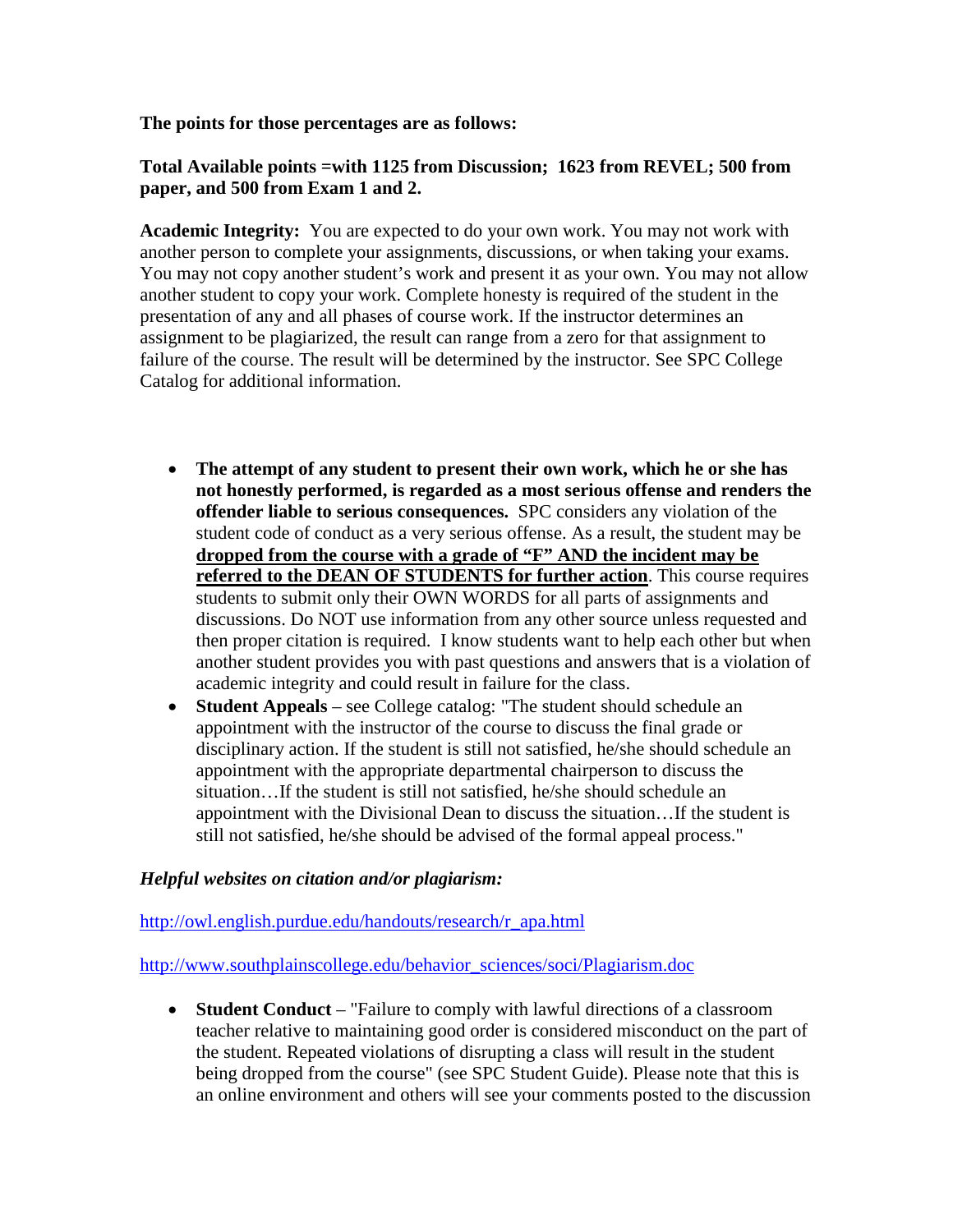**The points for those percentages are as follows:**

**Total Available points =with 1125 from Discussion; 1623 from REVEL; 500 from paper, and 500 from Exam 1 and 2.**

**Academic Integrity:** You are expected to do your own work. You may not work with another person to complete your assignments, discussions, or when taking your exams. You may not copy another student's work and present it as your own. You may not allow another student to copy your work. Complete honesty is required of the student in the presentation of any and all phases of course work. If the instructor determines an assignment to be plagiarized, the result can range from a zero for that assignment to failure of the course. The result will be determined by the instructor. See SPC College Catalog for additional information.

- **The attempt of any student to present their own work, which he or she has not honestly performed, is regarded as a most serious offense and renders the offender liable to serious consequences.** SPC considers any violation of the student code of conduct as a very serious offense. As a result, the student may be **dropped from the course with a grade of "F" AND the incident may be referred to the DEAN OF STUDENTS for further action**. This course requires students to submit only their OWN WORDS for all parts of assignments and discussions. Do NOT use information from any other source unless requested and then proper citation is required. I know students want to help each other but when another student provides you with past questions and answers that is a violation of academic integrity and could result in failure for the class.
- **Student Appeals** – see College catalog: "The student should schedule an appointment with the instructor of the course to discuss the final grade or disciplinary action. If the student is still not satisfied, he/she should schedule an appointment with the appropriate departmental chairperson to discuss the situation…If the student is still not satisfied, he/she should schedule an appointment with the Divisional Dean to discuss the situation…If the student is still not satisfied, he/she should be advised of the formal appeal process."

***Helpful websites on citation and/or plagiarism:***

http://owl.english.purdue.edu/handouts/research/r_apa.html

http://www.southplainscollege.edu/behavior_sciences/soci/Plagiarism.doc

- **Student Conduct** – "Failure to comply with lawful directions of a classroom teacher relative to maintaining good order is considered misconduct on the part of the student. Repeated violations of disrupting a class will result in the student being dropped from the course" (see SPC Student Guide). Please note that this is an online environment and others will see your comments posted to the discussion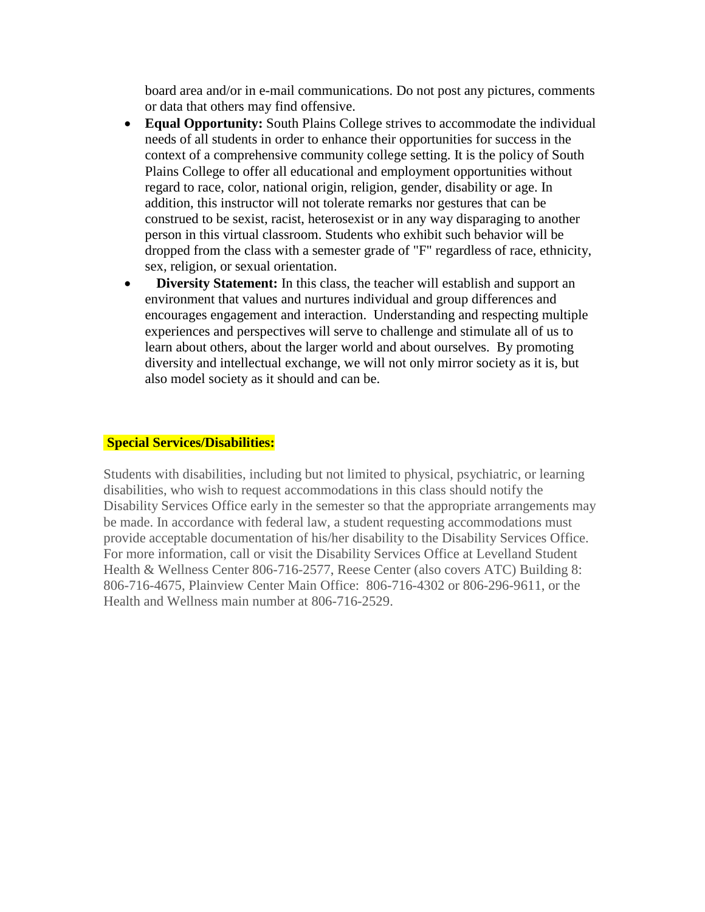board area and/or in e-mail communications. Do not post any pictures, comments or data that others may find offensive.

- **Equal Opportunity:** South Plains College strives to accommodate the individual needs of all students in order to enhance their opportunities for success in the context of a comprehensive community college setting. It is the policy of South Plains College to offer all educational and employment opportunities without regard to race, color, national origin, religion, gender, disability or age. In addition, this instructor will not tolerate remarks nor gestures that can be construed to be sexist, racist, heterosexist or in any way disparaging to another person in this virtual classroom. Students who exhibit such behavior will be dropped from the class with a semester grade of "F" regardless of race, ethnicity, sex, religion, or sexual orientation.
- **Diversity Statement:** In this class, the teacher will establish and support an environment that values and nurtures individual and group differences and encourages engagement and interaction. Understanding and respecting multiple experiences and perspectives will serve to challenge and stimulate all of us to learn about others, about the larger world and about ourselves. By promoting diversity and intellectual exchange, we will not only mirror society as it is, but also model society as it should and can be.

**Special Services/Disabilities:**

Students with disabilities, including but not limited to physical, psychiatric, or learning disabilities, who wish to request accommodations in this class should notify the Disability Services Office early in the semester so that the appropriate arrangements may be made. In accordance with federal law, a student requesting accommodations must provide acceptable documentation of his/her disability to the Disability Services Office. For more information, call or visit the Disability Services Office at Levelland Student Health & Wellness Center 806-716-2577, Reese Center (also covers ATC) Building 8: 806-716-4675, Plainview Center Main Office: 806-716-4302 or 806-296-9611, or the Health and Wellness main number at 806-716-2529.